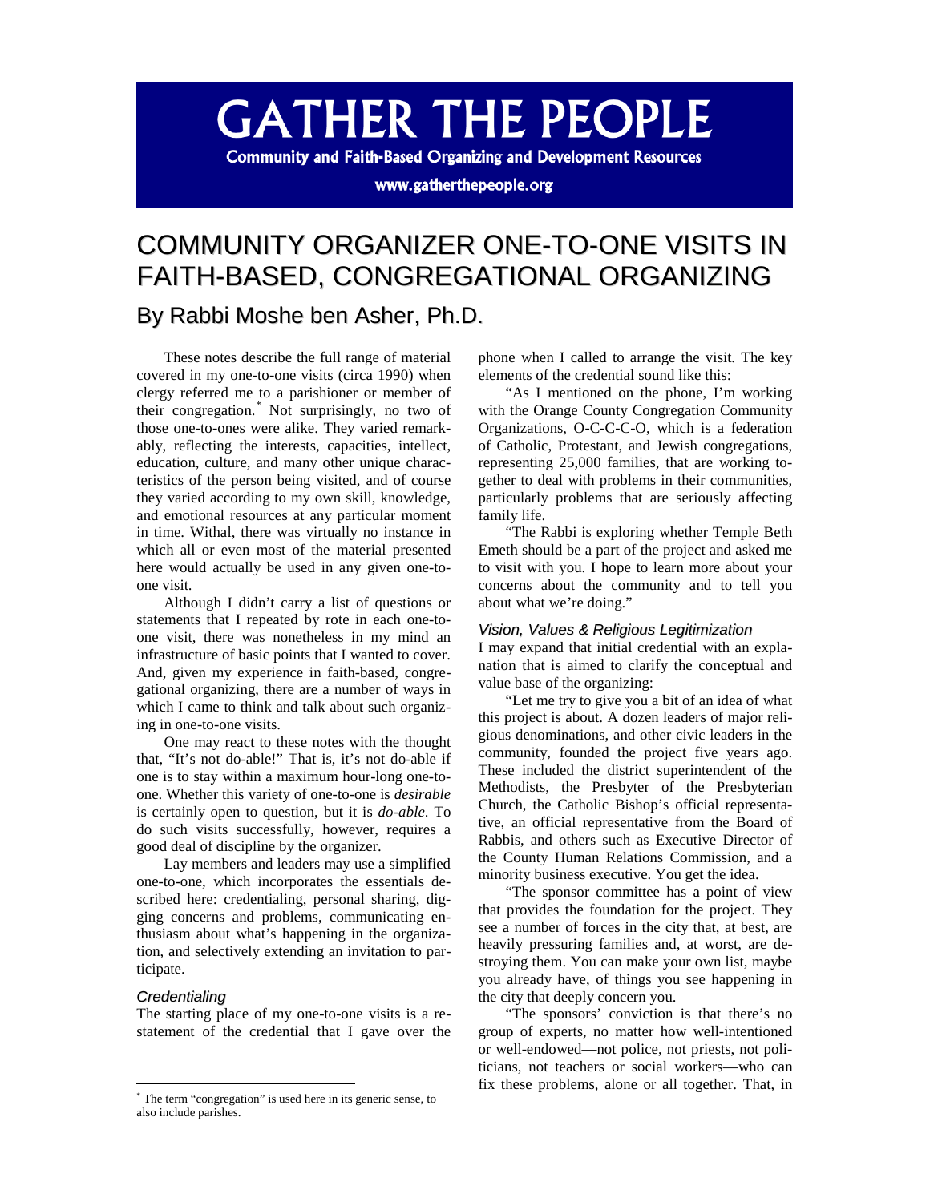# GATHER THE PEOPLE

**Community and Faith-Based Organizing and Development Resources**

**www.gatherthepeople.org**

# COMMUNITY ORGANIZER ONE-TO-ONE VISITS IN FAITH-BASED, CONGREGATIONAL ORGANIZING

## By Rabbi Moshe ben Asher, Ph.D.

These notes describe the full range of material covered in my one-to-one visits (circa 1990) when clergy referred me to a parishioner or member of their congregation.* Not surprisingly, no two of those one-to-ones were alike. They varied remarkably, reflecting the interests, capacities, intellect, education, culture, and many other unique characteristics of the person being visited, and of course they varied according to my own skill, knowledge, and emotional resources at any particular moment in time. Withal, there was virtually no instance in which all or even most of the material presented here would actually be used in any given one-to-one visit.

Although I didn't carry a list of questions or statements that I repeated by rote in each one-to-one visit, there was nonetheless in my mind an infrastructure of basic points that I wanted to cover. And, given my experience in faith-based, congregational organizing, there are a number of ways in which I came to think and talk about such organizing in one-to-one visits.

One may react to these notes with the thought that, "It's not do-able!" That is, it's not do-able if one is to stay within a maximum hour-long one-to-one. Whether this variety of one-to-one is *desirable* is certainly open to question, but it is *do-able*. To do such visits successfully, however, requires a good deal of discipline by the organizer.

Lay members and leaders may use a simplified one-to-one, which incorporates the essentials described here: credentialing, personal sharing, digging concerns and problems, communicating enthusiasm about what's happening in the organization, and selectively extending an invitation to participate.

### *Credentialing*

The starting place of my one-to-one visits is a restatement of the credential that I gave over the phone when I called to arrange the visit. The key elements of the credential sound like this:

"As I mentioned on the phone, I'm working with the Orange County Congregation Community Organizations, O-C-C-C-O, which is a federation of Catholic, Protestant, and Jewish congregations, representing 25,000 families, that are working together to deal with problems in their communities, particularly problems that are seriously affecting family life.

"The Rabbi is exploring whether Temple Beth Emeth should be a part of the project and asked me to visit with you. I hope to learn more about your concerns about the community and to tell you about what we're doing."

### *Vision, Values & Religious Legitimization*

I may expand that initial credential with an explanation that is aimed to clarify the conceptual and value base of the organizing:

"Let me try to give you a bit of an idea of what this project is about. A dozen leaders of major religious denominations, and other civic leaders in the community, founded the project five years ago. These included the district superintendent of the Methodists, the Presbyter of the Presbyterian Church, the Catholic Bishop's official representative, an official representative from the Board of Rabbis, and others such as Executive Director of the County Human Relations Commission, and a minority business executive. You get the idea.

"The sponsor committee has a point of view that provides the foundation for the project. They see a number of forces in the city that, at best, are heavily pressuring families and, at worst, are destroying them. You can make your own list, maybe you already have, of things you see happening in the city that deeply concern you.

"The sponsors' conviction is that there's no group of experts, no matter how well-intentioned or well-endowed—not police, not priests, not politicians, not teachers or social workers—who can fix these problems, alone or all together. That, in

---

* The term "congregation" is used here in its generic sense, to also include parishes.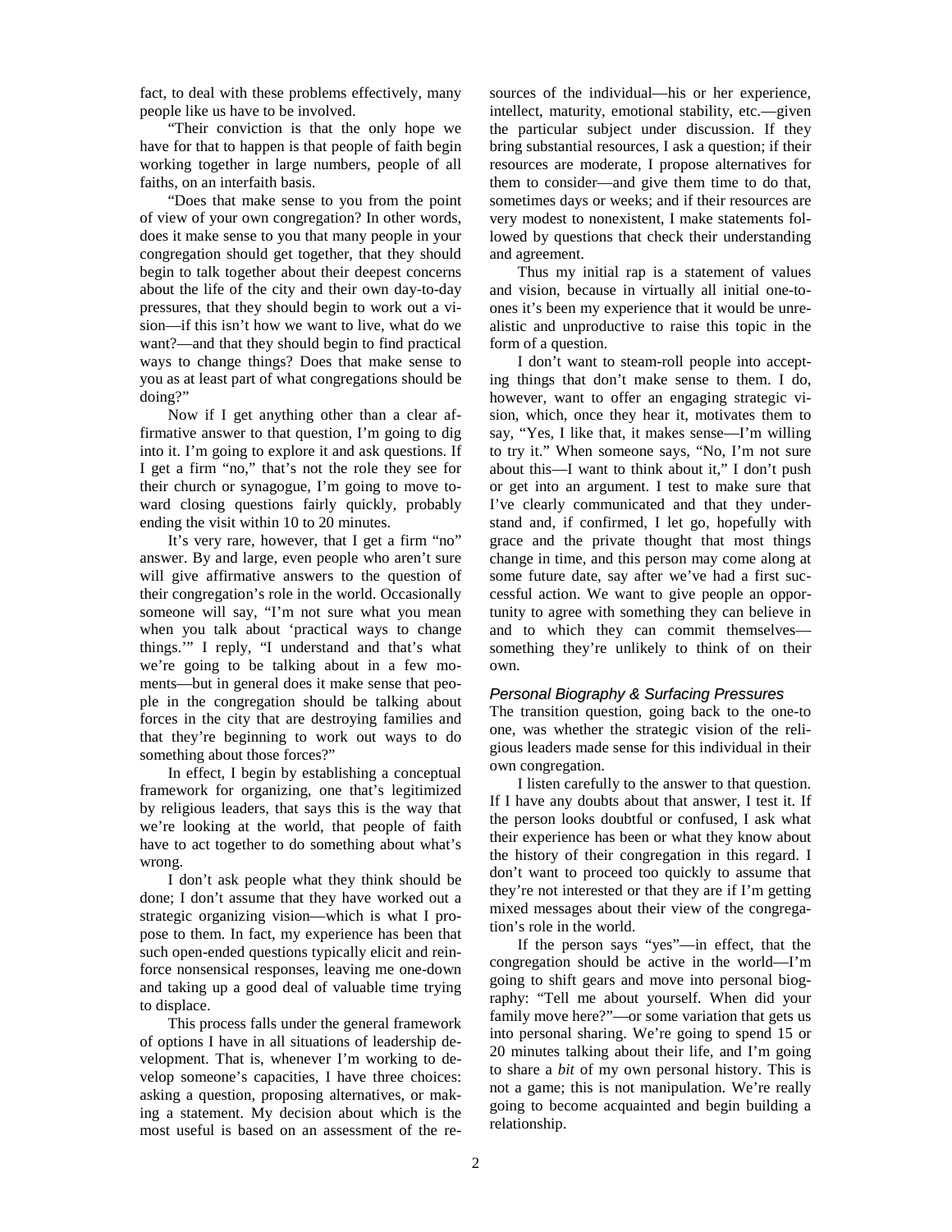fact, to deal with these problems effectively, many people like us have to be involved.

"Their conviction is that the only hope we have for that to happen is that people of faith begin working together in large numbers, people of all faiths, on an interfaith basis.

"Does that make sense to you from the point of view of your own congregation? In other words, does it make sense to you that many people in your congregation should get together, that they should begin to talk together about their deepest concerns about the life of the city and their own day-to-day pressures, that they should begin to work out a vision—if this isn't how we want to live, what do we want?—and that they should begin to find practical ways to change things? Does that make sense to you as at least part of what congregations should be doing?"

Now if I get anything other than a clear affirmative answer to that question, I'm going to dig into it. I'm going to explore it and ask questions. If I get a firm "no," that's not the role they see for their church or synagogue, I'm going to move toward closing questions fairly quickly, probably ending the visit within 10 to 20 minutes.

It's very rare, however, that I get a firm "no" answer. By and large, even people who aren't sure will give affirmative answers to the question of their congregation's role in the world. Occasionally someone will say, "I'm not sure what you mean when you talk about 'practical ways to change things.'" I reply, "I understand and that's what we're going to be talking about in a few moments—but in general does it make sense that people in the congregation should be talking about forces in the city that are destroying families and that they're beginning to work out ways to do something about those forces?"

In effect, I begin by establishing a conceptual framework for organizing, one that's legitimized by religious leaders, that says this is the way that we're looking at the world, that people of faith have to act together to do something about what's wrong.

I don't ask people what they think should be done; I don't assume that they have worked out a strategic organizing vision—which is what I propose to them. In fact, my experience has been that such open-ended questions typically elicit and reinforce nonsensical responses, leaving me one-down and taking up a good deal of valuable time trying to displace.

This process falls under the general framework of options I have in all situations of leadership development. That is, whenever I'm working to develop someone's capacities, I have three choices: asking a question, proposing alternatives, or making a statement. My decision about which is the most useful is based on an assessment of the resources of the individual—his or her experience, intellect, maturity, emotional stability, etc.—given the particular subject under discussion. If they bring substantial resources, I ask a question; if their resources are moderate, I propose alternatives for them to consider—and give them time to do that, sometimes days or weeks; and if their resources are very modest to nonexistent, I make statements followed by questions that check their understanding and agreement.

Thus my initial rap is a statement of values and vision, because in virtually all initial one-to-ones it's been my experience that it would be unrealistic and unproductive to raise this topic in the form of a question.

I don't want to steam-roll people into accepting things that don't make sense to them. I do, however, want to offer an engaging strategic vision, which, once they hear it, motivates them to say, "Yes, I like that, it makes sense—I'm willing to try it." When someone says, "No, I'm not sure about this—I want to think about it," I don't push or get into an argument. I test to make sure that I've clearly communicated and that they understand and, if confirmed, I let go, hopefully with grace and the private thought that most things change in time, and this person may come along at some future date, say after we've had a first successful action. We want to give people an opportunity to agree with something they can believe in and to which they can commit themselves—something they're unlikely to think of on their own.

### *Personal Biography & Surfacing Pressures*

The transition question, going back to the one-to one, was whether the strategic vision of the religious leaders made sense for this individual in their own congregation.

I listen carefully to the answer to that question. If I have any doubts about that answer, I test it. If the person looks doubtful or confused, I ask what their experience has been or what they know about the history of their congregation in this regard. I don't want to proceed too quickly to assume that they're not interested or that they are if I'm getting mixed messages about their view of the congregation's role in the world.

If the person says "yes"—in effect, that the congregation should be active in the world—I'm going to shift gears and move into personal biography: "Tell me about yourself. When did your family move here?"—or some variation that gets us into personal sharing. We're going to spend 15 or 20 minutes talking about their life, and I'm going to share a *bit* of my own personal history. This is not a game; this is not manipulation. We're really going to become acquainted and begin building a relationship.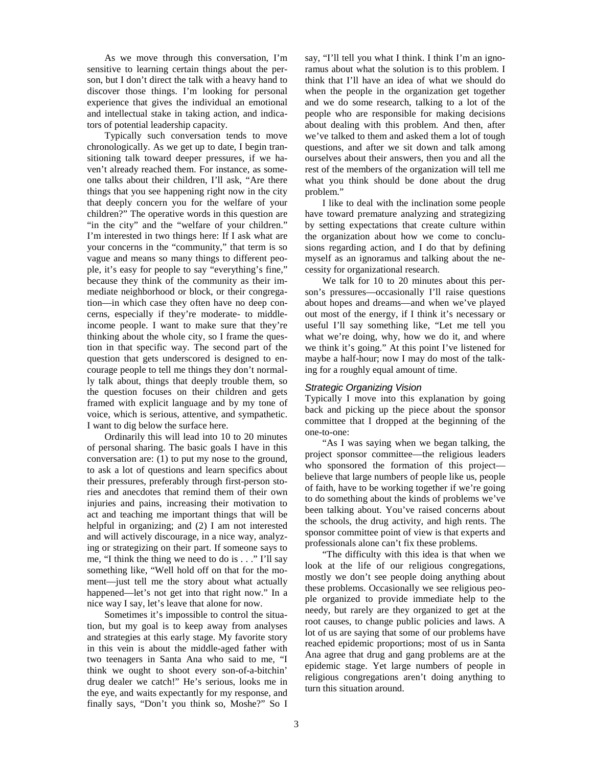As we move through this conversation, I'm sensitive to learning certain things about the person, but I don't direct the talk with a heavy hand to discover those things. I'm looking for personal experience that gives the individual an emotional and intellectual stake in taking action, and indicators of potential leadership capacity.

Typically such conversation tends to move chronologically. As we get up to date, I begin transitioning talk toward deeper pressures, if we haven't already reached them. For instance, as someone talks about their children, I'll ask, "Are there things that you see happening right now in the city that deeply concern you for the welfare of your children?" The operative words in this question are "in the city" and the "welfare of your children." I'm interested in two things here: If I ask what are your concerns in the "community," that term is so vague and means so many things to different people, it's easy for people to say "everything's fine," because they think of the community as their immediate neighborhood or block, or their congregation—in which case they often have no deep concerns, especially if they're moderate- to middle-income people. I want to make sure that they're thinking about the whole city, so I frame the question in that specific way. The second part of the question that gets underscored is designed to encourage people to tell me things they don't normally talk about, things that deeply trouble them, so the question focuses on their children and gets framed with explicit language and by my tone of voice, which is serious, attentive, and sympathetic. I want to dig below the surface here.

Ordinarily this will lead into 10 to 20 minutes of personal sharing. The basic goals I have in this conversation are: (1) to put my nose to the ground, to ask a lot of questions and learn specifics about their pressures, preferably through first-person stories and anecdotes that remind them of their own injuries and pains, increasing their motivation to act and teaching me important things that will be helpful in organizing; and (2) I am not interested and will actively discourage, in a nice way, analyzing or strategizing on their part. If someone says to me, "I think the thing we need to do is . . ." I'll say something like, "Well hold off on that for the moment—just tell me the story about what actually happened—let's not get into that right now." In a nice way I say, let's leave that alone for now.

Sometimes it's impossible to control the situation, but my goal is to keep away from analyses and strategies at this early stage. My favorite story in this vein is about the middle-aged father with two teenagers in Santa Ana who said to me, "I think we ought to shoot every son-of-a-bitchin' drug dealer we catch!" He's serious, looks me in the eye, and waits expectantly for my response, and finally says, "Don't you think so, Moshe?" So I say, "I'll tell you what I think. I think I'm an ignoramus about what the solution is to this problem. I think that I'll have an idea of what we should do when the people in the organization get together and we do some research, talking to a lot of the people who are responsible for making decisions about dealing with this problem. And then, after we've talked to them and asked them a lot of tough questions, and after we sit down and talk among ourselves about their answers, then you and all the rest of the members of the organization will tell me what you think should be done about the drug problem."

I like to deal with the inclination some people have toward premature analyzing and strategizing by setting expectations that create culture within the organization about how we come to conclusions regarding action, and I do that by defining myself as an ignoramus and talking about the necessity for organizational research.

We talk for 10 to 20 minutes about this person's pressures—occasionally I'll raise questions about hopes and dreams—and when we've played out most of the energy, if I think it's necessary or useful I'll say something like, "Let me tell you what we're doing, why, how we do it, and where we think it's going." At this point I've listened for maybe a half-hour; now I may do most of the talking for a roughly equal amount of time.

### *Strategic Organizing Vision*

Typically I move into this explanation by going back and picking up the piece about the sponsor committee that I dropped at the beginning of the one-to-one:

"As I was saying when we began talking, the project sponsor committee—the religious leaders who sponsored the formation of this project—believe that large numbers of people like us, people of faith, have to be working together if we're going to do something about the kinds of problems we've been talking about. You've raised concerns about the schools, the drug activity, and high rents. The sponsor committee point of view is that experts and professionals alone can't fix these problems.

"The difficulty with this idea is that when we look at the life of our religious congregations, mostly we don't see people doing anything about these problems. Occasionally we see religious people organized to provide immediate help to the needy, but rarely are they organized to get at the root causes, to change public policies and laws. A lot of us are saying that some of our problems have reached epidemic proportions; most of us in Santa Ana agree that drug and gang problems are at the epidemic stage. Yet large numbers of people in religious congregations aren't doing anything to turn this situation around.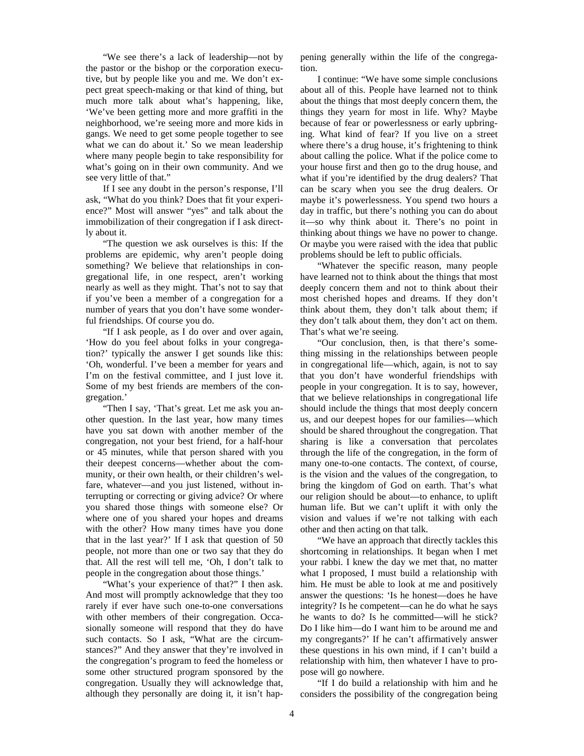"We see there's a lack of leadership—not by the pastor or the bishop or the corporation executive, but by people like you and me. We don't expect great speech-making or that kind of thing, but much more talk about what's happening, like, 'We've been getting more and more graffiti in the neighborhood, we're seeing more and more kids in gangs. We need to get some people together to see what we can do about it.' So we mean leadership where many people begin to take responsibility for what's going on in their own community. And we see very little of that."

If I see any doubt in the person's response, I'll ask, "What do you think? Does that fit your experience?" Most will answer "yes" and talk about the immobilization of their congregation if I ask directly about it.

"The question we ask ourselves is this: If the problems are epidemic, why aren't people doing something? We believe that relationships in congregational life, in one respect, aren't working nearly as well as they might. That's not to say that if you've been a member of a congregation for a number of years that you don't have some wonderful friendships. Of course you do.

"If I ask people, as I do over and over again, 'How do you feel about folks in your congregation?' typically the answer I get sounds like this: 'Oh, wonderful. I've been a member for years and I'm on the festival committee, and I just love it. Some of my best friends are members of the congregation.'

"Then I say, 'That's great. Let me ask you another question. In the last year, how many times have you sat down with another member of the congregation, not your best friend, for a half-hour or 45 minutes, while that person shared with you their deepest concerns—whether about the community, or their own health, or their children's welfare, whatever—and you just listened, without interrupting or correcting or giving advice? Or where you shared those things with someone else? Or where one of you shared your hopes and dreams with the other? How many times have you done that in the last year?' If I ask that question of 50 people, not more than one or two say that they do that. All the rest will tell me, 'Oh, I don't talk to people in the congregation about those things.'

"What's your experience of that?" I then ask. And most will promptly acknowledge that they too rarely if ever have such one-to-one conversations with other members of their congregation. Occasionally someone will respond that they do have such contacts. So I ask, "What are the circumstances?" And they answer that they're involved in the congregation's program to feed the homeless or some other structured program sponsored by the congregation. Usually they will acknowledge that, although they personally are doing it, it isn't happening generally within the life of the congregation.

I continue: "We have some simple conclusions about all of this. People have learned not to think about the things that most deeply concern them, the things they yearn for most in life. Why? Maybe because of fear or powerlessness or early upbringing. What kind of fear? If you live on a street where there's a drug house, it's frightening to think about calling the police. What if the police come to your house first and then go to the drug house, and what if you're identified by the drug dealers? That can be scary when you see the drug dealers. Or maybe it's powerlessness. You spend two hours a day in traffic, but there's nothing you can do about it—so why think about it. There's no point in thinking about things we have no power to change. Or maybe you were raised with the idea that public problems should be left to public officials.

"Whatever the specific reason, many people have learned not to think about the things that most deeply concern them and not to think about their most cherished hopes and dreams. If they don't think about them, they don't talk about them; if they don't talk about them, they don't act on them. That's what we're seeing.

"Our conclusion, then, is that there's something missing in the relationships between people in congregational life—which, again, is not to say that you don't have wonderful friendships with people in your congregation. It is to say, however, that we believe relationships in congregational life should include the things that most deeply concern us, and our deepest hopes for our families—which should be shared throughout the congregation. That sharing is like a conversation that percolates through the life of the congregation, in the form of many one-to-one contacts. The context, of course, is the vision and the values of the congregation, to bring the kingdom of God on earth. That's what our religion should be about—to enhance, to uplift human life. But we can't uplift it with only the vision and values if we're not talking with each other and then acting on that talk.

"We have an approach that directly tackles this shortcoming in relationships. It began when I met your rabbi. I knew the day we met that, no matter what I proposed, I must build a relationship with him. He must be able to look at me and positively answer the questions: 'Is he honest—does he have integrity? Is he competent—can he do what he says he wants to do? Is he committed—will he stick? Do I like him—do I want him to be around me and my congregants?' If he can't affirmatively answer these questions in his own mind, if I can't build a relationship with him, then whatever I have to propose will go nowhere.

"If I do build a relationship with him and he considers the possibility of the congregation being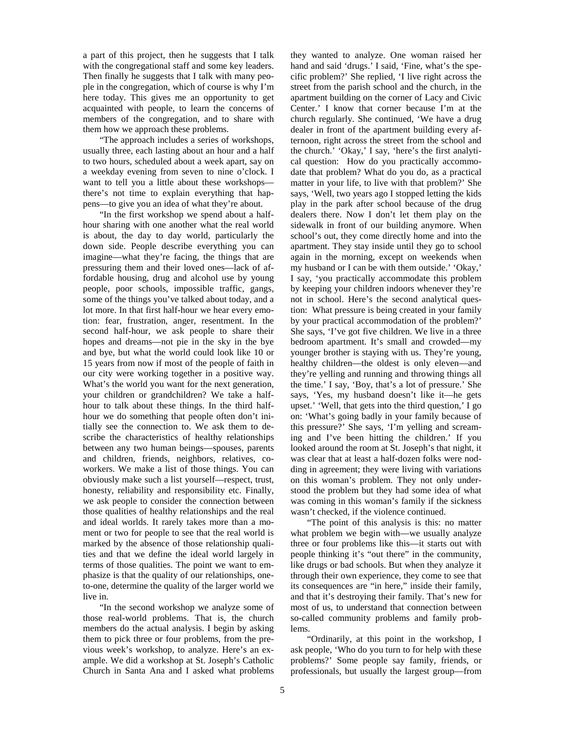a part of this project, then he suggests that I talk with the congregational staff and some key leaders. Then finally he suggests that I talk with many people in the congregation, which of course is why I'm here today. This gives me an opportunity to get acquainted with people, to learn the concerns of members of the congregation, and to share with them how we approach these problems.

"The approach includes a series of workshops, usually three, each lasting about an hour and a half to two hours, scheduled about a week apart, say on a weekday evening from seven to nine o'clock. I want to tell you a little about these workshops—there's not time to explain everything that happens—to give you an idea of what they're about.

"In the first workshop we spend about a half-hour sharing with one another what the real world is about, the day to day world, particularly the down side. People describe everything you can imagine—what they're facing, the things that are pressuring them and their loved ones—lack of affordable housing, drug and alcohol use by young people, poor schools, impossible traffic, gangs, some of the things you've talked about today, and a lot more. In that first half-hour we hear every emotion: fear, frustration, anger, resentment. In the second half-hour, we ask people to share their hopes and dreams—not pie in the sky in the bye and bye, but what the world could look like 10 or 15 years from now if most of the people of faith in our city were working together in a positive way. What's the world you want for the next generation, your children or grandchildren? We take a half-hour to talk about these things. In the third half-hour we do something that people often don't initially see the connection to. We ask them to describe the characteristics of healthy relationships between any two human beings—spouses, parents and children, friends, neighbors, relatives, co-workers. We make a list of those things. You can obviously make such a list yourself—respect, trust, honesty, reliability and responsibility etc. Finally, we ask people to consider the connection between those qualities of healthy relationships and the real and ideal worlds. It rarely takes more than a moment or two for people to see that the real world is marked by the absence of those relationship qualities and that we define the ideal world largely in terms of those qualities. The point we want to emphasize is that the quality of our relationships, one-to-one, determine the quality of the larger world we live in.

"In the second workshop we analyze some of those real-world problems. That is, the church members do the actual analysis. I begin by asking them to pick three or four problems, from the previous week's workshop, to analyze. Here's an example. We did a workshop at St. Joseph's Catholic Church in Santa Ana and I asked what problems they wanted to analyze. One woman raised her hand and said 'drugs.' I said, 'Fine, what's the specific problem?' She replied, 'I live right across the street from the parish school and the church, in the apartment building on the corner of Lacy and Civic Center.' I know that corner because I'm at the church regularly. She continued, 'We have a drug dealer in front of the apartment building every afternoon, right across the street from the school and the church.' 'Okay,' I say, 'here's the first analytical question: How do you practically accommodate that problem? What do you do, as a practical matter in your life, to live with that problem?' She says, 'Well, two years ago I stopped letting the kids play in the park after school because of the drug dealers there. Now I don't let them play on the sidewalk in front of our building anymore. When school's out, they come directly home and into the apartment. They stay inside until they go to school again in the morning, except on weekends when my husband or I can be with them outside.' 'Okay,' I say, 'you practically accommodate this problem by keeping your children indoors whenever they're not in school. Here's the second analytical question: What pressure is being created in your family by your practical accommodation of the problem?' She says, 'I've got five children. We live in a three bedroom apartment. It's small and crowded—my younger brother is staying with us. They're young, healthy children—the oldest is only eleven—and they're yelling and running and throwing things all the time.' I say, 'Boy, that's a lot of pressure.' She says, 'Yes, my husband doesn't like it—he gets upset.' 'Well, that gets into the third question,' I go on: 'What's going badly in your family because of this pressure?' She says, 'I'm yelling and screaming and I've been hitting the children.' If you looked around the room at St. Joseph's that night, it was clear that at least a half-dozen folks were nodding in agreement; they were living with variations on this woman's problem. They not only understood the problem but they had some idea of what was coming in this woman's family if the sickness wasn't checked, if the violence continued.

"The point of this analysis is this: no matter what problem we begin with—we usually analyze three or four problems like this—it starts out with people thinking it's "out there" in the community, like drugs or bad schools. But when they analyze it through their own experience, they come to see that its consequences are "in here," inside their family, and that it's destroying their family. That's new for most of us, to understand that connection between so-called community problems and family problems.

"Ordinarily, at this point in the workshop, I ask people, 'Who do you turn to for help with these problems?' Some people say family, friends, or professionals, but usually the largest group—from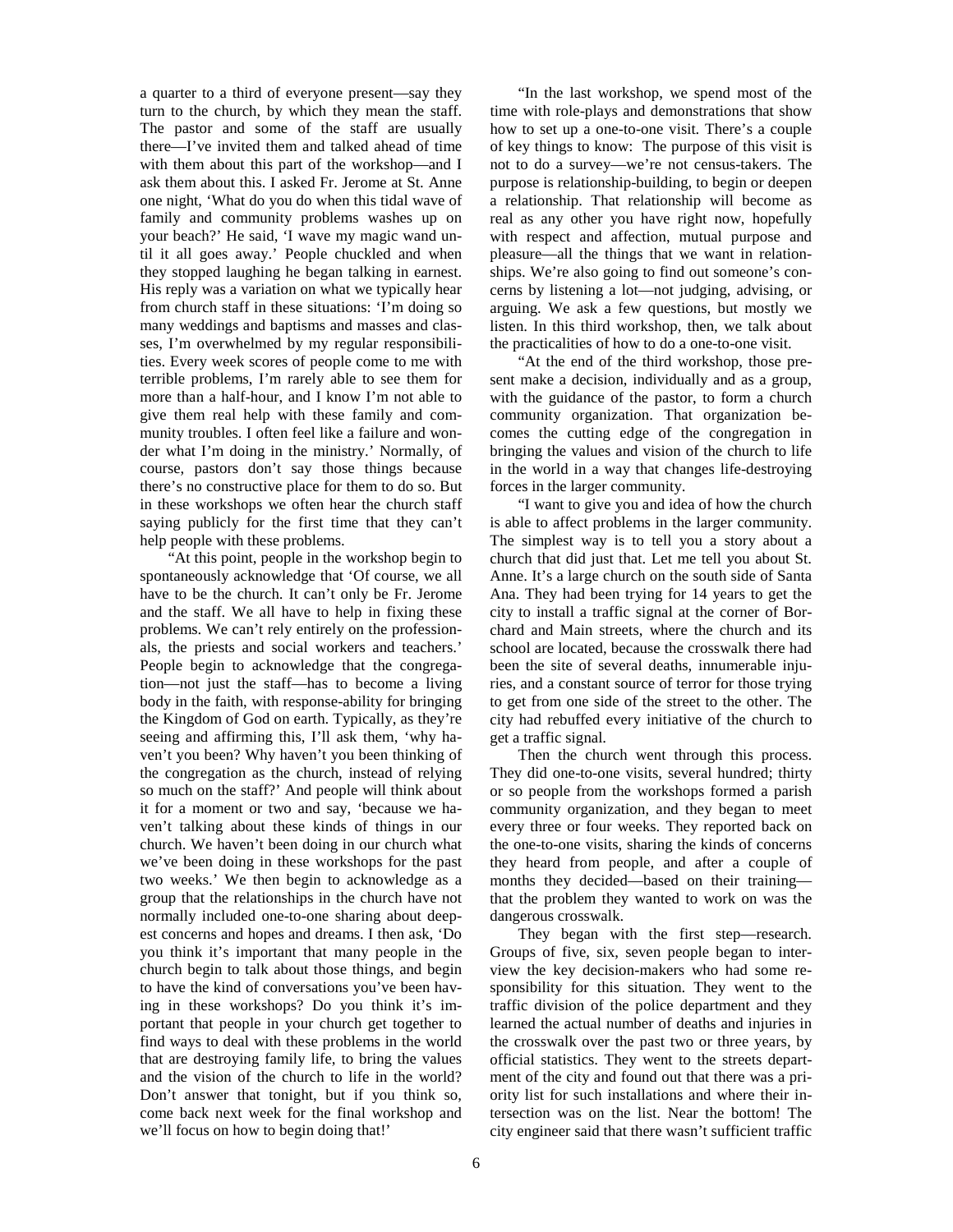a quarter to a third of everyone present—say they turn to the church, by which they mean the staff. The pastor and some of the staff are usually there—I've invited them and talked ahead of time with them about this part of the workshop—and I ask them about this. I asked Fr. Jerome at St. Anne one night, 'What do you do when this tidal wave of family and community problems washes up on your beach?' He said, 'I wave my magic wand until it all goes away.' People chuckled and when they stopped laughing he began talking in earnest. His reply was a variation on what we typically hear from church staff in these situations: 'I'm doing so many weddings and baptisms and masses and classes, I'm overwhelmed by my regular responsibilities. Every week scores of people come to me with terrible problems, I'm rarely able to see them for more than a half-hour, and I know I'm not able to give them real help with these family and community troubles. I often feel like a failure and wonder what I'm doing in the ministry.' Normally, of course, pastors don't say those things because there's no constructive place for them to do so. But in these workshops we often hear the church staff saying publicly for the first time that they can't help people with these problems.

"At this point, people in the workshop begin to spontaneously acknowledge that 'Of course, we all have to be the church. It can't only be Fr. Jerome and the staff. We all have to help in fixing these problems. We can't rely entirely on the professionals, the priests and social workers and teachers.' People begin to acknowledge that the congregation—not just the staff—has to become a living body in the faith, with response-ability for bringing the Kingdom of God on earth. Typically, as they're seeing and affirming this, I'll ask them, 'why haven't you been? Why haven't you been thinking of the congregation as the church, instead of relying so much on the staff?' And people will think about it for a moment or two and say, 'because we haven't talking about these kinds of things in our church. We haven't been doing in our church what we've been doing in these workshops for the past two weeks.' We then begin to acknowledge as a group that the relationships in the church have not normally included one-to-one sharing about deepest concerns and hopes and dreams. I then ask, 'Do you think it's important that many people in the church begin to talk about those things, and begin to have the kind of conversations you've been having in these workshops? Do you think it's important that people in your church get together to find ways to deal with these problems in the world that are destroying family life, to bring the values and the vision of the church to life in the world? Don't answer that tonight, but if you think so, come back next week for the final workshop and we'll focus on how to begin doing that!'

"In the last workshop, we spend most of the time with role-plays and demonstrations that show how to set up a one-to-one visit. There's a couple of key things to know: The purpose of this visit is not to do a survey—we're not census-takers. The purpose is relationship-building, to begin or deepen a relationship. That relationship will become as real as any other you have right now, hopefully with respect and affection, mutual purpose and pleasure—all the things that we want in relationships. We're also going to find out someone's concerns by listening a lot—not judging, advising, or arguing. We ask a few questions, but mostly we listen. In this third workshop, then, we talk about the practicalities of how to do a one-to-one visit.

"At the end of the third workshop, those present make a decision, individually and as a group, with the guidance of the pastor, to form a church community organization. That organization becomes the cutting edge of the congregation in bringing the values and vision of the church to life in the world in a way that changes life-destroying forces in the larger community.

"I want to give you and idea of how the church is able to affect problems in the larger community. The simplest way is to tell you a story about a church that did just that. Let me tell you about St. Anne. It's a large church on the south side of Santa Ana. They had been trying for 14 years to get the city to install a traffic signal at the corner of Borchard and Main streets, where the church and its school are located, because the crosswalk there had been the site of several deaths, innumerable injuries, and a constant source of terror for those trying to get from one side of the street to the other. The city had rebuffed every initiative of the church to get a traffic signal.

Then the church went through this process. They did one-to-one visits, several hundred; thirty or so people from the workshops formed a parish community organization, and they began to meet every three or four weeks. They reported back on the one-to-one visits, sharing the kinds of concerns they heard from people, and after a couple of months they decided—based on their training—that the problem they wanted to work on was the dangerous crosswalk.

They began with the first step—research. Groups of five, six, seven people began to interview the key decision-makers who had some responsibility for this situation. They went to the traffic division of the police department and they learned the actual number of deaths and injuries in the crosswalk over the past two or three years, by official statistics. They went to the streets department of the city and found out that there was a priority list for such installations and where their intersection was on the list. Near the bottom! The city engineer said that there wasn't sufficient traffic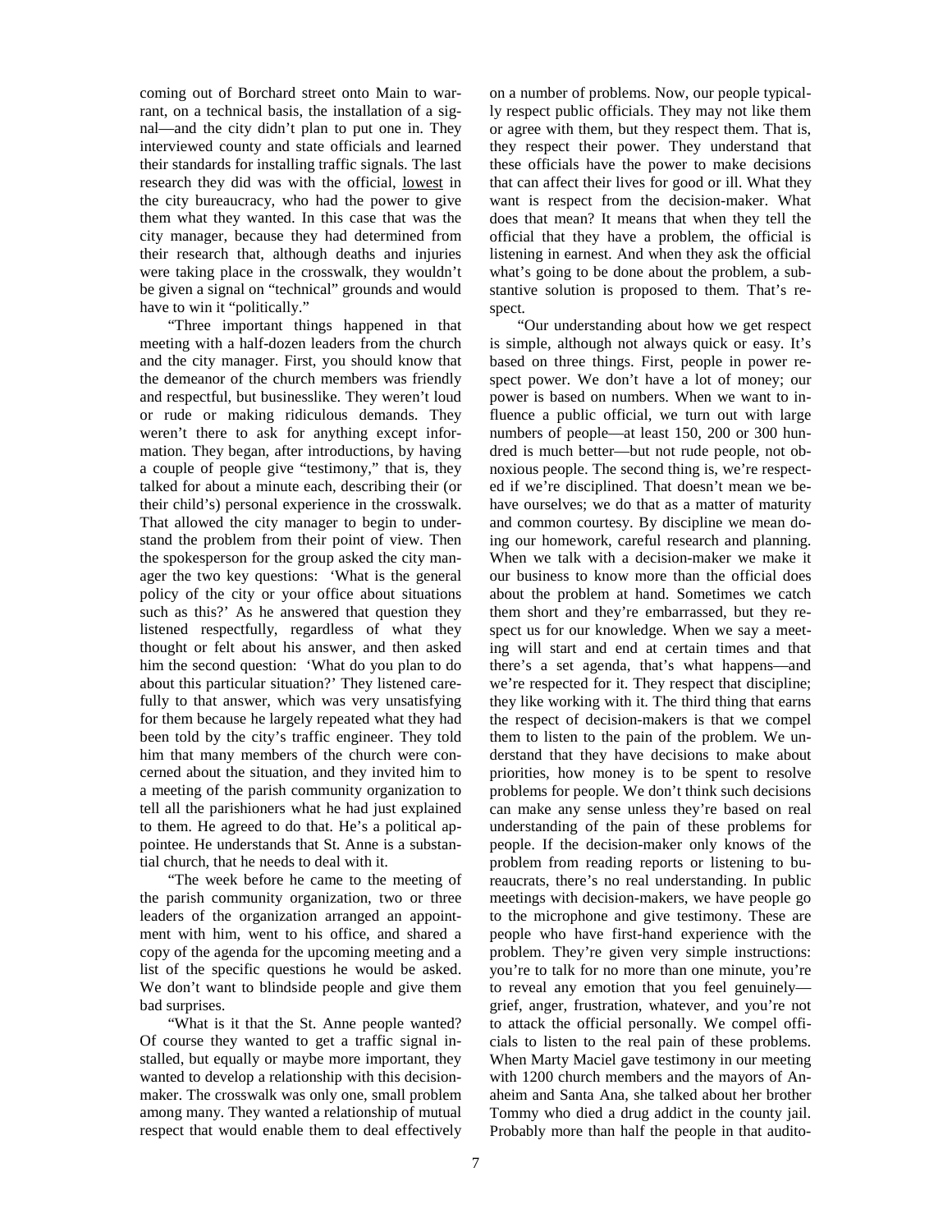coming out of Borchard street onto Main to warrant, on a technical basis, the installation of a signal—and the city didn't plan to put one in. They interviewed county and state officials and learned their standards for installing traffic signals. The last research they did was with the official, <u>lowest</u> in the city bureaucracy, who had the power to give them what they wanted. In this case that was the city manager, because they had determined from their research that, although deaths and injuries were taking place in the crosswalk, they wouldn't be given a signal on "technical" grounds and would have to win it "politically."

"Three important things happened in that meeting with a half-dozen leaders from the church and the city manager. First, you should know that the demeanor of the church members was friendly and respectful, but businesslike. They weren't loud or rude or making ridiculous demands. They weren't there to ask for anything except information. They began, after introductions, by having a couple of people give "testimony," that is, they talked for about a minute each, describing their (or their child's) personal experience in the crosswalk. That allowed the city manager to begin to understand the problem from their point of view. Then the spokesperson for the group asked the city manager the two key questions: 'What is the general policy of the city or your office about situations such as this?' As he answered that question they listened respectfully, regardless of what they thought or felt about his answer, and then asked him the second question: 'What do you plan to do about this particular situation?' They listened carefully to that answer, which was very unsatisfying for them because he largely repeated what they had been told by the city's traffic engineer. They told him that many members of the church were concerned about the situation, and they invited him to a meeting of the parish community organization to tell all the parishioners what he had just explained to them. He agreed to do that. He's a political appointee. He understands that St. Anne is a substantial church, that he needs to deal with it.

"The week before he came to the meeting of the parish community organization, two or three leaders of the organization arranged an appointment with him, went to his office, and shared a copy of the agenda for the upcoming meeting and a list of the specific questions he would be asked. We don't want to blindside people and give them bad surprises.

"What is it that the St. Anne people wanted? Of course they wanted to get a traffic signal installed, but equally or maybe more important, they wanted to develop a relationship with this decision-maker. The crosswalk was only one, small problem among many. They wanted a relationship of mutual respect that would enable them to deal effectively on a number of problems. Now, our people typically respect public officials. They may not like them or agree with them, but they respect them. That is, they respect their power. They understand that these officials have the power to make decisions that can affect their lives for good or ill. What they want is respect from the decision-maker. What does that mean? It means that when they tell the official that they have a problem, the official is listening in earnest. And when they ask the official what's going to be done about the problem, a substantive solution is proposed to them. That's respect.

"Our understanding about how we get respect is simple, although not always quick or easy. It's based on three things. First, people in power respect power. We don't have a lot of money; our power is based on numbers. When we want to influence a public official, we turn out with large numbers of people—at least 150, 200 or 300 hundred is much better—but not rude people, not obnoxious people. The second thing is, we're respected if we're disciplined. That doesn't mean we behave ourselves; we do that as a matter of maturity and common courtesy. By discipline we mean doing our homework, careful research and planning. When we talk with a decision-maker we make it our business to know more than the official does about the problem at hand. Sometimes we catch them short and they're embarrassed, but they respect us for our knowledge. When we say a meeting will start and end at certain times and that there's a set agenda, that's what happens—and we're respected for it. They respect that discipline; they like working with it. The third thing that earns the respect of decision-makers is that we compel them to listen to the pain of the problem. We understand that they have decisions to make about priorities, how money is to be spent to resolve problems for people. We don't think such decisions can make any sense unless they're based on real understanding of the pain of these problems for people. If the decision-maker only knows of the problem from reading reports or listening to bureaucrats, there's no real understanding. In public meetings with decision-makers, we have people go to the microphone and give testimony. These are people who have first-hand experience with the problem. They're given very simple instructions: you're to talk for no more than one minute, you're to reveal any emotion that you feel genuinely—grief, anger, frustration, whatever, and you're not to attack the official personally. We compel officials to listen to the real pain of these problems. When Marty Maciel gave testimony in our meeting with 1200 church members and the mayors of Anaheim and Santa Ana, she talked about her brother Tommy who died a drug addict in the county jail. Probably more than half the people in that audito-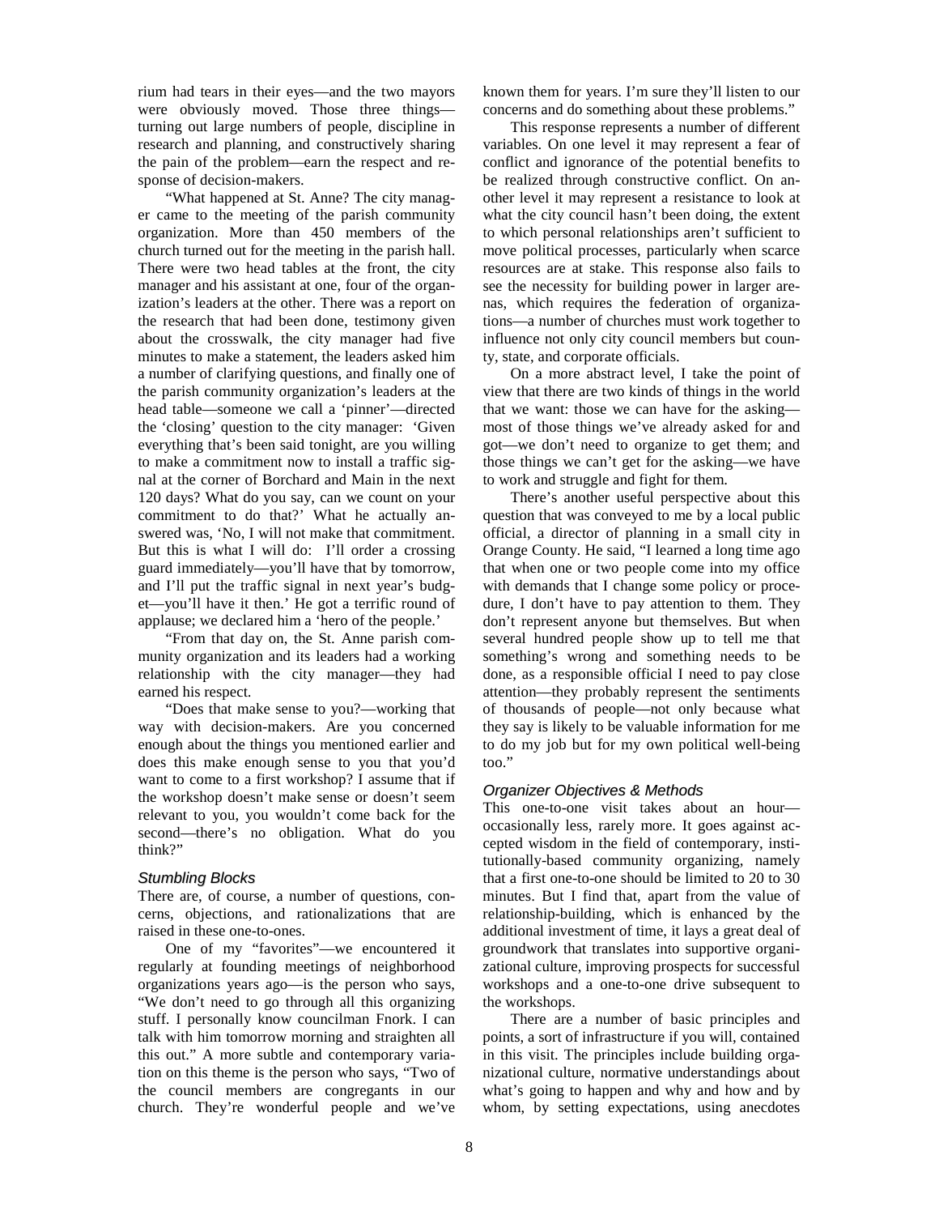rium had tears in their eyes—and the two mayors were obviously moved. Those three things—turning out large numbers of people, discipline in research and planning, and constructively sharing the pain of the problem—earn the respect and response of decision-makers.

"What happened at St. Anne? The city manager came to the meeting of the parish community organization. More than 450 members of the church turned out for the meeting in the parish hall. There were two head tables at the front, the city manager and his assistant at one, four of the organization's leaders at the other. There was a report on the research that had been done, testimony given about the crosswalk, the city manager had five minutes to make a statement, the leaders asked him a number of clarifying questions, and finally one of the parish community organization's leaders at the head table—someone we call a 'pinner'—directed the 'closing' question to the city manager: 'Given everything that's been said tonight, are you willing to make a commitment now to install a traffic signal at the corner of Borchard and Main in the next 120 days? What do you say, can we count on your commitment to do that?' What he actually answered was, 'No, I will not make that commitment. But this is what I will do: I'll order a crossing guard immediately—you'll have that by tomorrow, and I'll put the traffic signal in next year's budget—you'll have it then.' He got a terrific round of applause; we declared him a 'hero of the people.'

"From that day on, the St. Anne parish community organization and its leaders had a working relationship with the city manager—they had earned his respect.

"Does that make sense to you?—working that way with decision-makers. Are you concerned enough about the things you mentioned earlier and does this make enough sense to you that you'd want to come to a first workshop? I assume that if the workshop doesn't make sense or doesn't seem relevant to you, you wouldn't come back for the second—there's no obligation. What do you think?"

### *Stumbling Blocks*

There are, of course, a number of questions, concerns, objections, and rationalizations that are raised in these one-to-ones.

One of my "favorites"—we encountered it regularly at founding meetings of neighborhood organizations years ago—is the person who says, "We don't need to go through all this organizing stuff. I personally know councilman Fnork. I can talk with him tomorrow morning and straighten all this out." A more subtle and contemporary variation on this theme is the person who says, "Two of the council members are congregants in our church. They're wonderful people and we've known them for years. I'm sure they'll listen to our concerns and do something about these problems."

This response represents a number of different variables. On one level it may represent a fear of conflict and ignorance of the potential benefits to be realized through constructive conflict. On another level it may represent a resistance to look at what the city council hasn't been doing, the extent to which personal relationships aren't sufficient to move political processes, particularly when scarce resources are at stake. This response also fails to see the necessity for building power in larger arenas, which requires the federation of organizations—a number of churches must work together to influence not only city council members but county, state, and corporate officials.

On a more abstract level, I take the point of view that there are two kinds of things in the world that we want: those we can have for the asking—most of those things we've already asked for and got—we don't need to organize to get them; and those things we can't get for the asking—we have to work and struggle and fight for them.

There's another useful perspective about this question that was conveyed to me by a local public official, a director of planning in a small city in Orange County. He said, "I learned a long time ago that when one or two people come into my office with demands that I change some policy or procedure, I don't have to pay attention to them. They don't represent anyone but themselves. But when several hundred people show up to tell me that something's wrong and something needs to be done, as a responsible official I need to pay close attention—they probably represent the sentiments of thousands of people—not only because what they say is likely to be valuable information for me to do my job but for my own political well-being too."

### *Organizer Objectives & Methods*

This one-to-one visit takes about an hour—occasionally less, rarely more. It goes against accepted wisdom in the field of contemporary, institutionally-based community organizing, namely that a first one-to-one should be limited to 20 to 30 minutes. But I find that, apart from the value of relationship-building, which is enhanced by the additional investment of time, it lays a great deal of groundwork that translates into supportive organizational culture, improving prospects for successful workshops and a one-to-one drive subsequent to the workshops.

There are a number of basic principles and points, a sort of infrastructure if you will, contained in this visit. The principles include building organizational culture, normative understandings about what's going to happen and why and how and by whom, by setting expectations, using anecdotes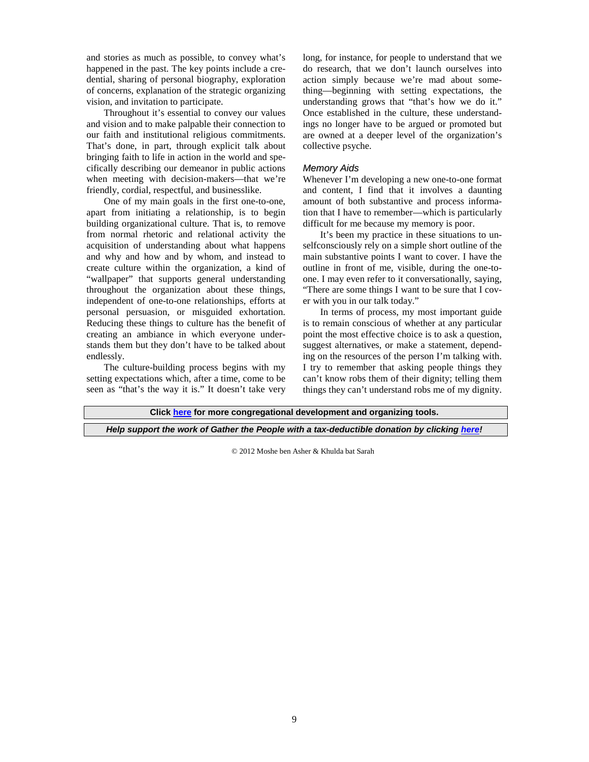and stories as much as possible, to convey what's happened in the past. The key points include a credential, sharing of personal biography, exploration of concerns, explanation of the strategic organizing vision, and invitation to participate.

Throughout it's essential to convey our values and vision and to make palpable their connection to our faith and institutional religious commitments. That's done, in part, through explicit talk about bringing faith to life in action in the world and specifically describing our demeanor in public actions when meeting with decision-makers—that we're friendly, cordial, respectful, and businesslike.

One of my main goals in the first one-to-one, apart from initiating a relationship, is to begin building organizational culture. That is, to remove from normal rhetoric and relational activity the acquisition of understanding about what happens and why and how and by whom, and instead to create culture within the organization, a kind of "wallpaper" that supports general understanding throughout the organization about these things, independent of one-to-one relationships, efforts at personal persuasion, or misguided exhortation. Reducing these things to culture has the benefit of creating an ambiance in which everyone understands them but they don't have to be talked about endlessly.

The culture-building process begins with my setting expectations which, after a time, come to be seen as "that's the way it is." It doesn't take very long, for instance, for people to understand that we do research, that we don't launch ourselves into action simply because we're mad about something—beginning with setting expectations, the understanding grows that "that's how we do it." Once established in the culture, these understandings no longer have to be argued or promoted but are owned at a deeper level of the organization's collective psyche.

### *Memory Aids*

Whenever I'm developing a new one-to-one format and content, I find that it involves a daunting amount of both substantive and process information that I have to remember—which is particularly difficult for me because my memory is poor.

It's been my practice in these situations to unselfconsciously rely on a simple short outline of the main substantive points I want to cover. I have the outline in front of me, visible, during the one-to-one. I may even refer to it conversationally, saying, "There are some things I want to be sure that I cover with you in our talk today."

In terms of process, my most important guide is to remain conscious of whether at any particular point the most effective choice is to ask a question, suggest alternatives, or make a statement, depending on the resources of the person I'm talking with. I try to remember that asking people things they can't know robs them of their dignity; telling them things they can't understand robs me of my dignity.

**Click here for more congregational development and organizing tools.**

***Help support the work of Gather the People with a tax-deductible donation by clicking here!***

© 2012 Moshe ben Asher & Khulda bat Sarah